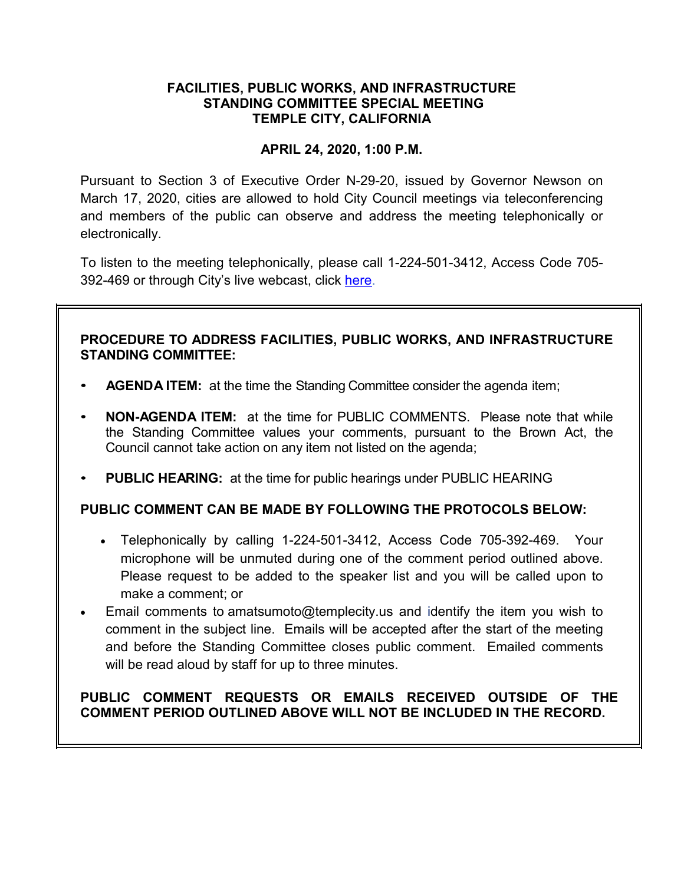# FACILITIES, PUBLIC WORKS, AND INFRASTRUCTURE STANDING COMMITTEE SPECIAL MEETING TEMPLE CITY, CALIFORNIA

## APRIL 24, 2020, 1:00 P.M.

Pursuant to Section 3 of Executive Order N-29-20, issued by Governor Newson on March 17, 2020, cities are allowed to hold City Council meetings via teleconferencing and members of the public can observe and address the meeting telephonically or electronically.

To listen to the meeting telephonically, please call 1-224-501-3412, Access Code 705-392-469 or through City's live webcast, click here.

**PROCEDURE TO ADDRESS FACILITIES, PUBLIC WORKS, AND INFRASTRUCTURE STANDING COMMITTEE:**

- **AGENDA ITEM:** at the time the Standing Committee consider the agenda item;
- **NON-AGENDA ITEM:** at the time for PUBLIC COMMENTS. Please note that while the Standing Committee values your comments, pursuant to the Brown Act, the Council cannot take action on any item not listed on the agenda;
- **PUBLIC HEARING:** at the time for public hearings under PUBLIC HEARING

**PUBLIC COMMENT CAN BE MADE BY FOLLOWING THE PROTOCOLS BELOW:**

- Telephonically by calling 1-224-501-3412, Access Code 705-392-469. Your microphone will be unmuted during one of the comment period outlined above. Please request to be added to the speaker list and you will be called upon to make a comment; or
- Email comments to amatsumoto@templecity.us and identify the item you wish to comment in the subject line. Emails will be accepted after the start of the meeting and before the Standing Committee closes public comment. Emailed comments will be read aloud by staff for up to three minutes.

**PUBLIC COMMENT REQUESTS OR EMAILS RECEIVED OUTSIDE OF THE COMMENT PERIOD OUTLINED ABOVE WILL NOT BE INCLUDED IN THE RECORD.**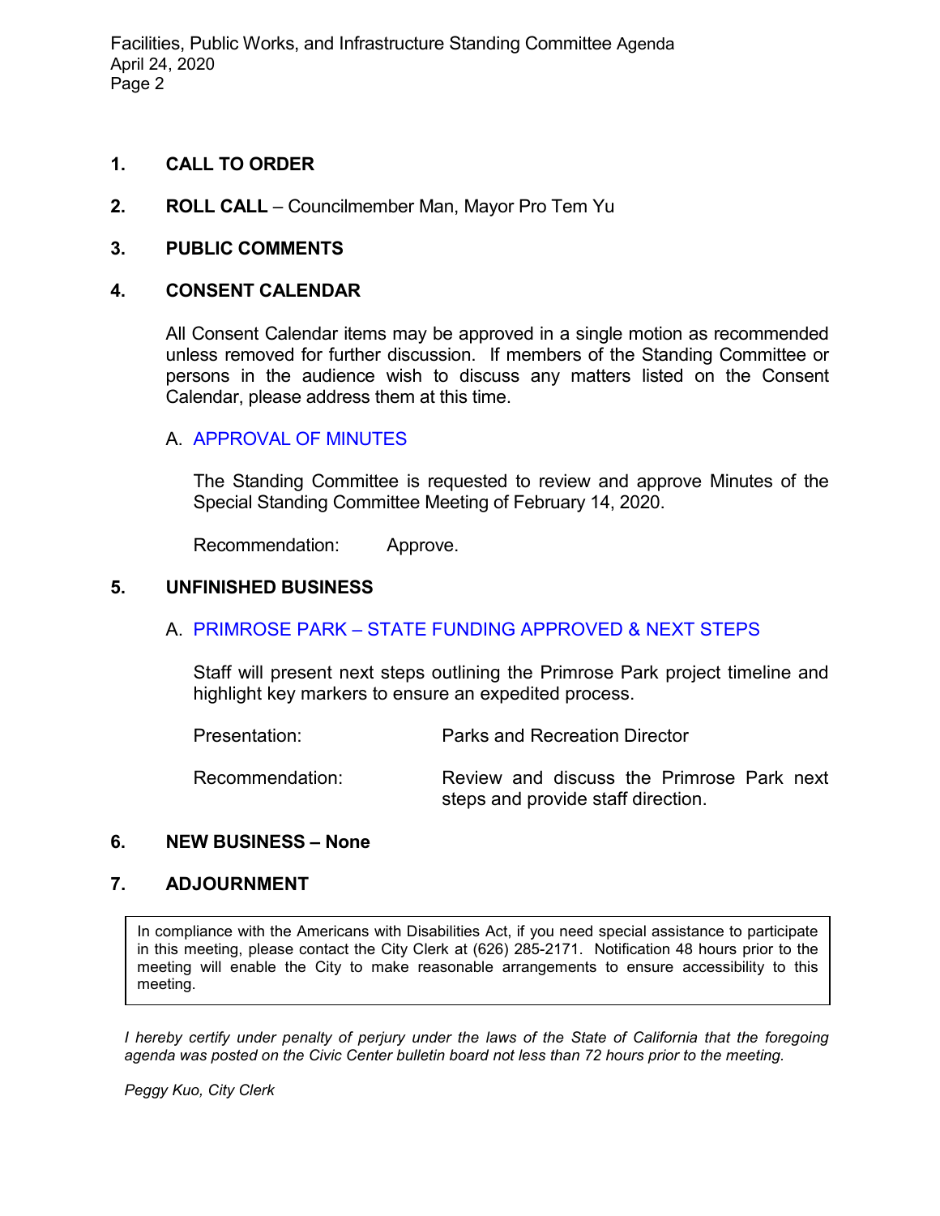## 1. CALL TO ORDER

## 2. ROLL CALL – Councilmember Man, Mayor Pro Tem Yu

## 3. PUBLIC COMMENTS

## 4. CONSENT CALENDAR

All Consent Calendar items may be approved in a single motion as recommended unless removed for further discussion. If members of the Standing Committee or persons in the audience wish to discuss any matters listed on the Consent Calendar, please address them at this time.

A. APPROVAL OF MINUTES

The Standing Committee is requested to review and approve Minutes of the Special Standing Committee Meeting of February 14, 2020.

Recommendation: Approve.

## 5. UNFINISHED BUSINESS

A. PRIMROSE PARK – STATE FUNDING APPROVED & NEXT STEPS

Staff will present next steps outlining the Primrose Park project timeline and highlight key markers to ensure an expedited process.

Presentation: Parks and Recreation Director

Recommendation: Review and discuss the Primrose Park next steps and provide staff direction.

## 6. NEW BUSINESS – None

## 7. ADJOURNMENT

In compliance with the Americans with Disabilities Act, if you need special assistance to participate in this meeting, please contact the City Clerk at (626) 285-2171. Notification 48 hours prior to the meeting will enable the City to make reasonable arrangements to ensure accessibility to this meeting.

*I hereby certify under penalty of perjury under the laws of the State of California that the foregoing agenda was posted on the Civic Center bulletin board not less than 72 hours prior to the meeting.*

*Peggy Kuo, City Clerk*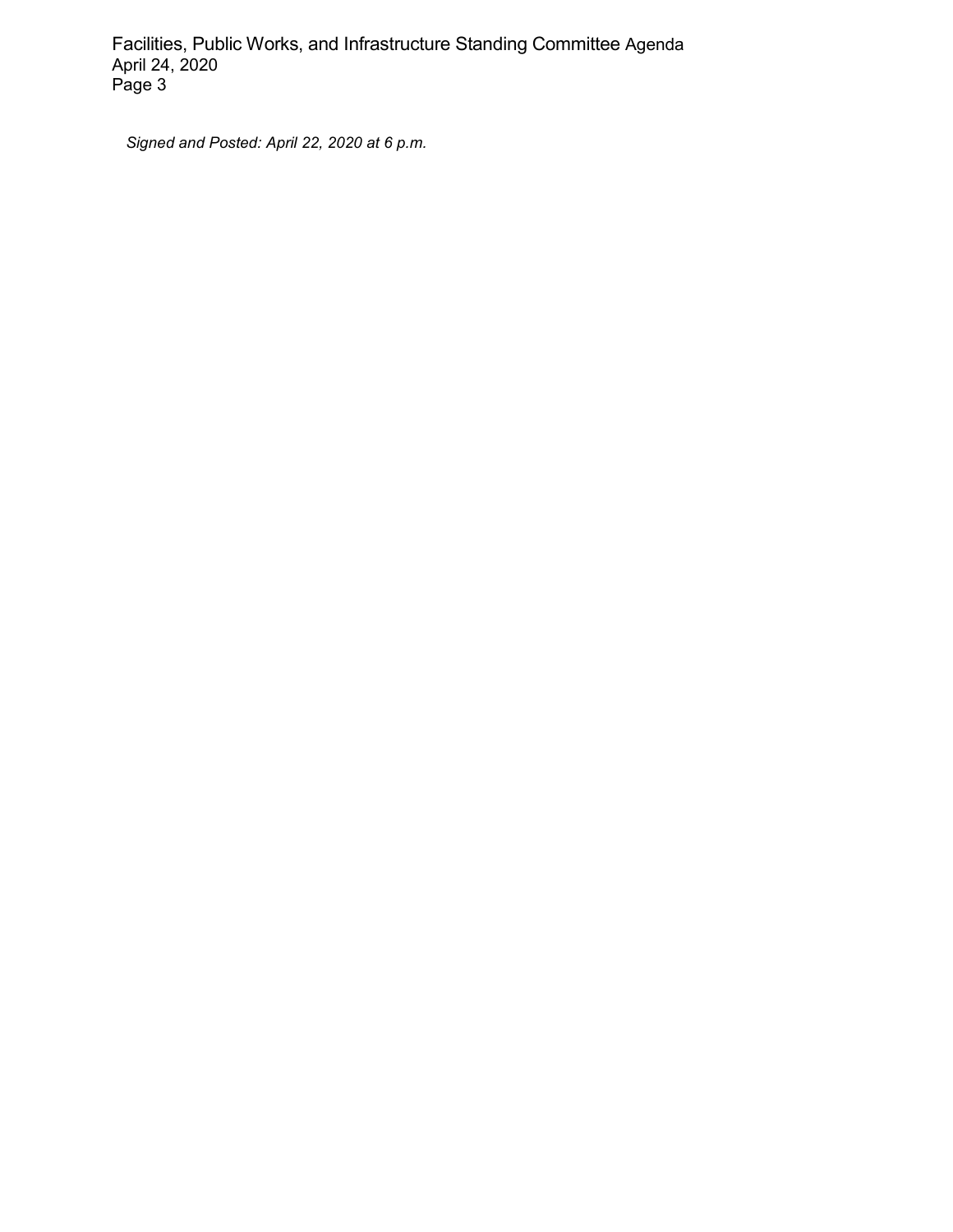*Signed and Posted: April 22, 2020 at 6 p.m.*